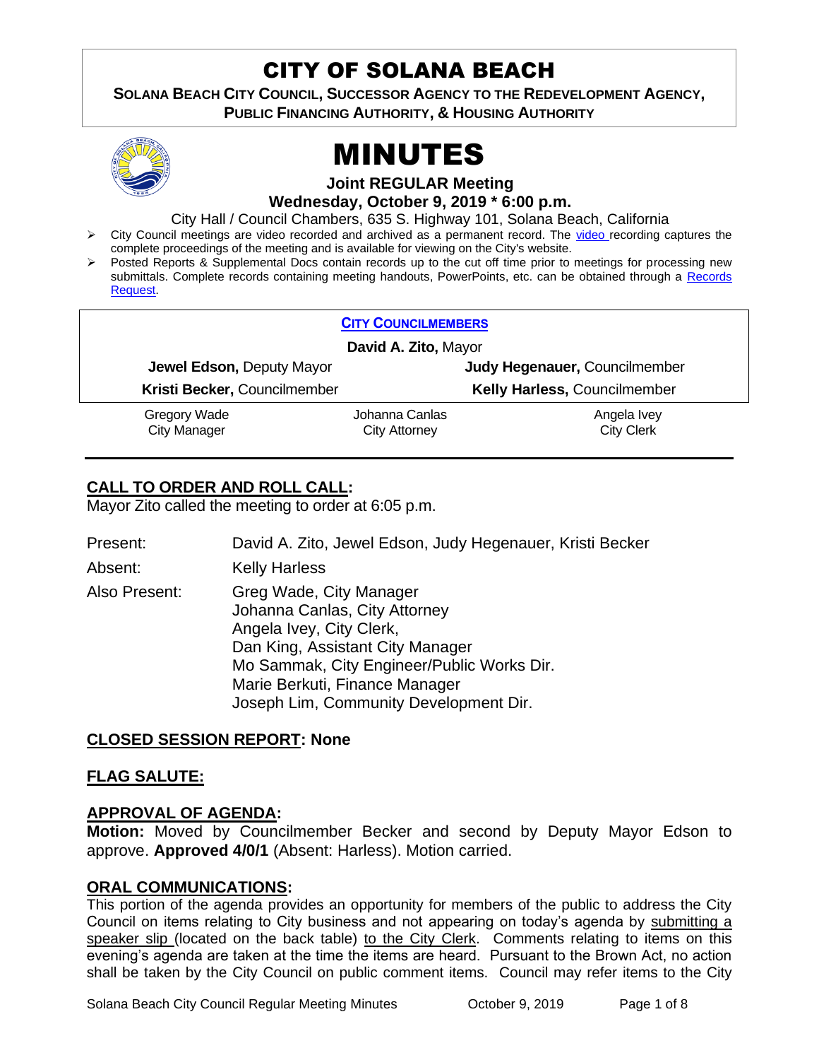# CITY OF SOLANA BEACH

**SOLANA BEACH CITY COUNCIL, SUCCESSOR AGENCY TO THE REDEVELOPMENT AGENCY, PUBLIC FINANCING AUTHORITY, & HOUSING AUTHORITY**

# MINUTES

**Joint REGULAR Meeting**

**Wednesday, October 9, 2019 * 6:00 p.m.**

City Hall / Council Chambers, 635 S. Highway 101, Solana Beach, California

- City Council meetings are video recorded and archived as a permanent record. The video recording captures the complete proceedings of the meeting and is available for viewing on the City's website.
- Posted Reports & Supplemental Docs contain records up to the cut off time prior to meetings for processing new submittals. Complete records containing meeting handouts, PowerPoints, etc. can be obtained through a Records Request.

**CITY COUNCILMEMBERS**

**David A. Zito,** Mayor

| | |
|---|---|
| **Jewel Edson,** Deputy Mayor | **Judy Hegenauer,** Councilmember |
| **Kristi Becker,** Councilmember | **Kelly Harless,** Councilmember |

| | | |
|---|---|---|
| Gregory Wade<br>City Manager | Johanna Canlas<br>City Attorney | Angela Ivey<br>City Clerk |

## CALL TO ORDER AND ROLL CALL:

Mayor Zito called the meeting to order at 6:05 p.m.

Present: David A. Zito, Jewel Edson, Judy Hegenauer, Kristi Becker

Absent: Kelly Harless

Also Present: Greg Wade, City Manager
Johanna Canlas, City Attorney
Angela Ivey, City Clerk,
Dan King, Assistant City Manager
Mo Sammak, City Engineer/Public Works Dir.
Marie Berkuti, Finance Manager
Joseph Lim, Community Development Dir.

## CLOSED SESSION REPORT: None

## FLAG SALUTE:

## APPROVAL OF AGENDA:

**Motion:** Moved by Councilmember Becker and second by Deputy Mayor Edson to approve. **Approved 4/0/1** (Absent: Harless). Motion carried.

## ORAL COMMUNICATIONS:

This portion of the agenda provides an opportunity for members of the public to address the City Council on items relating to City business and not appearing on today's agenda by submitting a speaker slip (located on the back table) to the City Clerk. Comments relating to items on this evening's agenda are taken at the time the items are heard. Pursuant to the Brown Act, no action shall be taken by the City Council on public comment items. Council may refer items to the City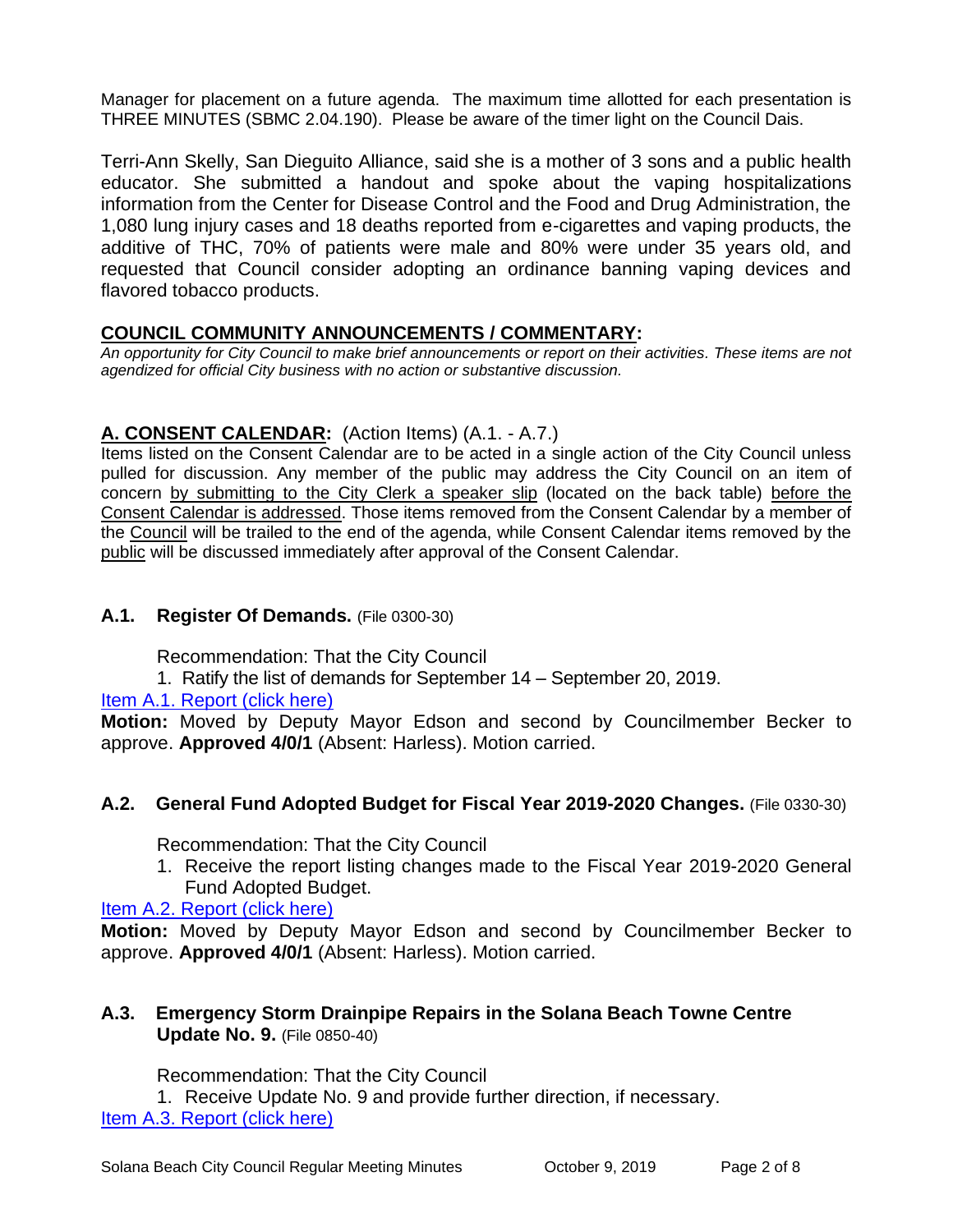Manager for placement on a future agenda. The maximum time allotted for each presentation is THREE MINUTES (SBMC 2.04.190). Please be aware of the timer light on the Council Dais.

Terri-Ann Skelly, San Dieguito Alliance, said she is a mother of 3 sons and a public health educator. She submitted a handout and spoke about the vaping hospitalizations information from the Center for Disease Control and the Food and Drug Administration, the 1,080 lung injury cases and 18 deaths reported from e-cigarettes and vaping products, the additive of THC, 70% of patients were male and 80% were under 35 years old, and requested that Council consider adopting an ordinance banning vaping devices and flavored tobacco products.

## COUNCIL COMMUNITY ANNOUNCEMENTS / COMMENTARY:

*An opportunity for City Council to make brief announcements or report on their activities. These items are not agendized for official City business with no action or substantive discussion.*

## A. CONSENT CALENDAR: (Action Items) (A.1. - A.7.)

Items listed on the Consent Calendar are to be acted in a single action of the City Council unless pulled for discussion. Any member of the public may address the City Council on an item of concern by submitting to the City Clerk a speaker slip (located on the back table) before the Consent Calendar is addressed. Those items removed from the Consent Calendar by a member of the Council will be trailed to the end of the agenda, while Consent Calendar items removed by the public will be discussed immediately after approval of the Consent Calendar.

### A.1. Register Of Demands. (File 0300-30)

Recommendation: That the City Council

1. Ratify the list of demands for September 14 – September 20, 2019.

Item A.1. Report (click here)

**Motion:** Moved by Deputy Mayor Edson and second by Councilmember Becker to approve. **Approved 4/0/1** (Absent: Harless). Motion carried.

### A.2. General Fund Adopted Budget for Fiscal Year 2019-2020 Changes. (File 0330-30)

Recommendation: That the City Council

1. Receive the report listing changes made to the Fiscal Year 2019-2020 General Fund Adopted Budget.

Item A.2. Report (click here)

**Motion:** Moved by Deputy Mayor Edson and second by Councilmember Becker to approve. **Approved 4/0/1** (Absent: Harless). Motion carried.

### A.3. Emergency Storm Drainpipe Repairs in the Solana Beach Towne Centre Update No. 9. (File 0850-40)

Recommendation: That the City Council

1. Receive Update No. 9 and provide further direction, if necessary.

Item A.3. Report (click here)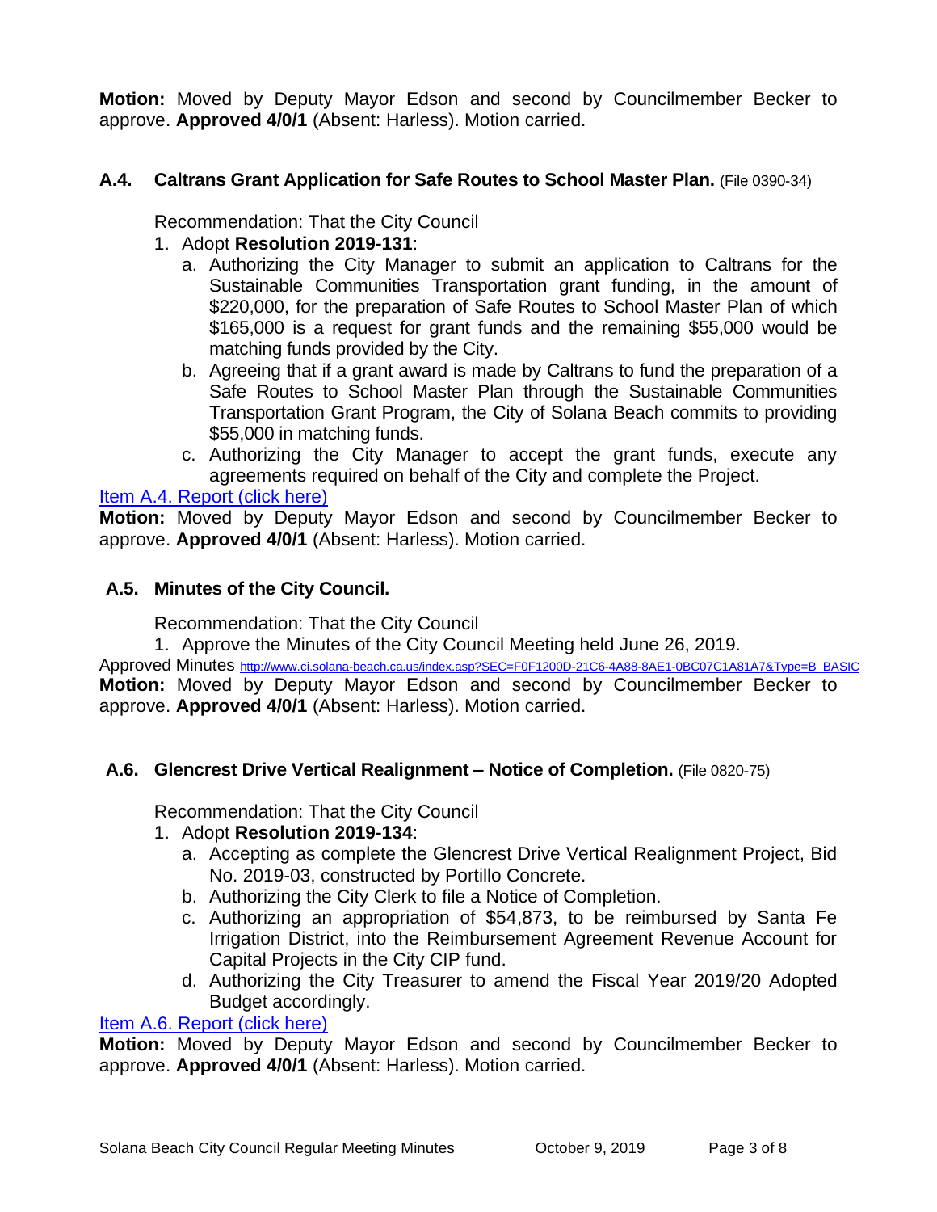**Motion:** Moved by Deputy Mayor Edson and second by Councilmember Becker to approve. **Approved 4/0/1** (Absent: Harless). Motion carried.

### A.4. Caltrans Grant Application for Safe Routes to School Master Plan. (File 0390-34)

Recommendation: That the City Council

1. Adopt **Resolution 2019-131**:
   a. Authorizing the City Manager to submit an application to Caltrans for the Sustainable Communities Transportation grant funding, in the amount of $220,000, for the preparation of Safe Routes to School Master Plan of which $165,000 is a request for grant funds and the remaining $55,000 would be matching funds provided by the City.
   b. Agreeing that if a grant award is made by Caltrans to fund the preparation of a Safe Routes to School Master Plan through the Sustainable Communities Transportation Grant Program, the City of Solana Beach commits to providing $55,000 in matching funds.
   c. Authorizing the City Manager to accept the grant funds, execute any agreements required on behalf of the City and complete the Project.

Item A.4. Report (click here)

**Motion:** Moved by Deputy Mayor Edson and second by Councilmember Becker to approve. **Approved 4/0/1** (Absent: Harless). Motion carried.

### A.5. Minutes of the City Council.

Recommendation: That the City Council

1. Approve the Minutes of the City Council Meeting held June 26, 2019.

Approved Minutes http://www.ci.solana-beach.ca.us/index.asp?SEC=F0F1200D-21C6-4A88-8AE1-0BC07C1A81A7&Type=B_BASIC

**Motion:** Moved by Deputy Mayor Edson and second by Councilmember Becker to approve. **Approved 4/0/1** (Absent: Harless). Motion carried.

### A.6. Glencrest Drive Vertical Realignment – Notice of Completion. (File 0820-75)

Recommendation: That the City Council

1. Adopt **Resolution 2019-134**:
   a. Accepting as complete the Glencrest Drive Vertical Realignment Project, Bid No. 2019-03, constructed by Portillo Concrete.
   b. Authorizing the City Clerk to file a Notice of Completion.
   c. Authorizing an appropriation of $54,873, to be reimbursed by Santa Fe Irrigation District, into the Reimbursement Agreement Revenue Account for Capital Projects in the City CIP fund.
   d. Authorizing the City Treasurer to amend the Fiscal Year 2019/20 Adopted Budget accordingly.

Item A.6. Report (click here)

**Motion:** Moved by Deputy Mayor Edson and second by Councilmember Becker to approve. **Approved 4/0/1** (Absent: Harless). Motion carried.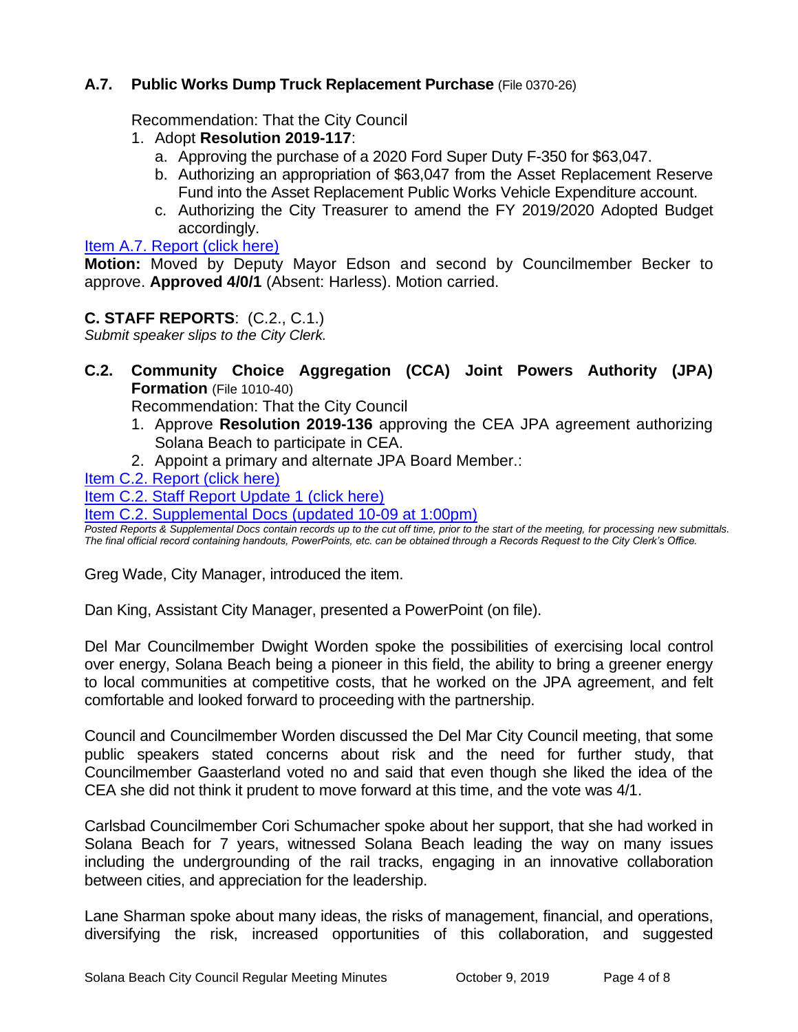### A.7. Public Works Dump Truck Replacement Purchase (File 0370-26)

Recommendation: That the City Council

1. Adopt **Resolution 2019-117**:
   a. Approving the purchase of a 2020 Ford Super Duty F-350 for $63,047.
   b. Authorizing an appropriation of $63,047 from the Asset Replacement Reserve Fund into the Asset Replacement Public Works Vehicle Expenditure account.
   c. Authorizing the City Treasurer to amend the FY 2019/2020 Adopted Budget accordingly.

Item A.7. Report (click here)

**Motion:** Moved by Deputy Mayor Edson and second by Councilmember Becker to approve. **Approved 4/0/1** (Absent: Harless). Motion carried.

## C. STAFF REPORTS: (C.2., C.1.)

*Submit speaker slips to the City Clerk.*

### C.2. Community Choice Aggregation (CCA) Joint Powers Authority (JPA) Formation (File 1010-40)

Recommendation: That the City Council

1. Approve **Resolution 2019-136** approving the CEA JPA agreement authorizing Solana Beach to participate in CEA.
2. Appoint a primary and alternate JPA Board Member.:

Item C.2. Report (click here)

Item C.2. Staff Report Update 1 (click here)

Item C.2. Supplemental Docs (updated 10-09 at 1:00pm)

*Posted Reports & Supplemental Docs contain records up to the cut off time, prior to the start of the meeting, for processing new submittals. The final official record containing handouts, PowerPoints, etc. can be obtained through a Records Request to the City Clerk's Office.*

Greg Wade, City Manager, introduced the item.

Dan King, Assistant City Manager, presented a PowerPoint (on file).

Del Mar Councilmember Dwight Worden spoke the possibilities of exercising local control over energy, Solana Beach being a pioneer in this field, the ability to bring a greener energy to local communities at competitive costs, that he worked on the JPA agreement, and felt comfortable and looked forward to proceeding with the partnership.

Council and Councilmember Worden discussed the Del Mar City Council meeting, that some public speakers stated concerns about risk and the need for further study, that Councilmember Gaasterland voted no and said that even though she liked the idea of the CEA she did not think it prudent to move forward at this time, and the vote was 4/1.

Carlsbad Councilmember Cori Schumacher spoke about her support, that she had worked in Solana Beach for 7 years, witnessed Solana Beach leading the way on many issues including the undergrounding of the rail tracks, engaging in an innovative collaboration between cities, and appreciation for the leadership.

Lane Sharman spoke about many ideas, the risks of management, financial, and operations, diversifying the risk, increased opportunities of this collaboration, and suggested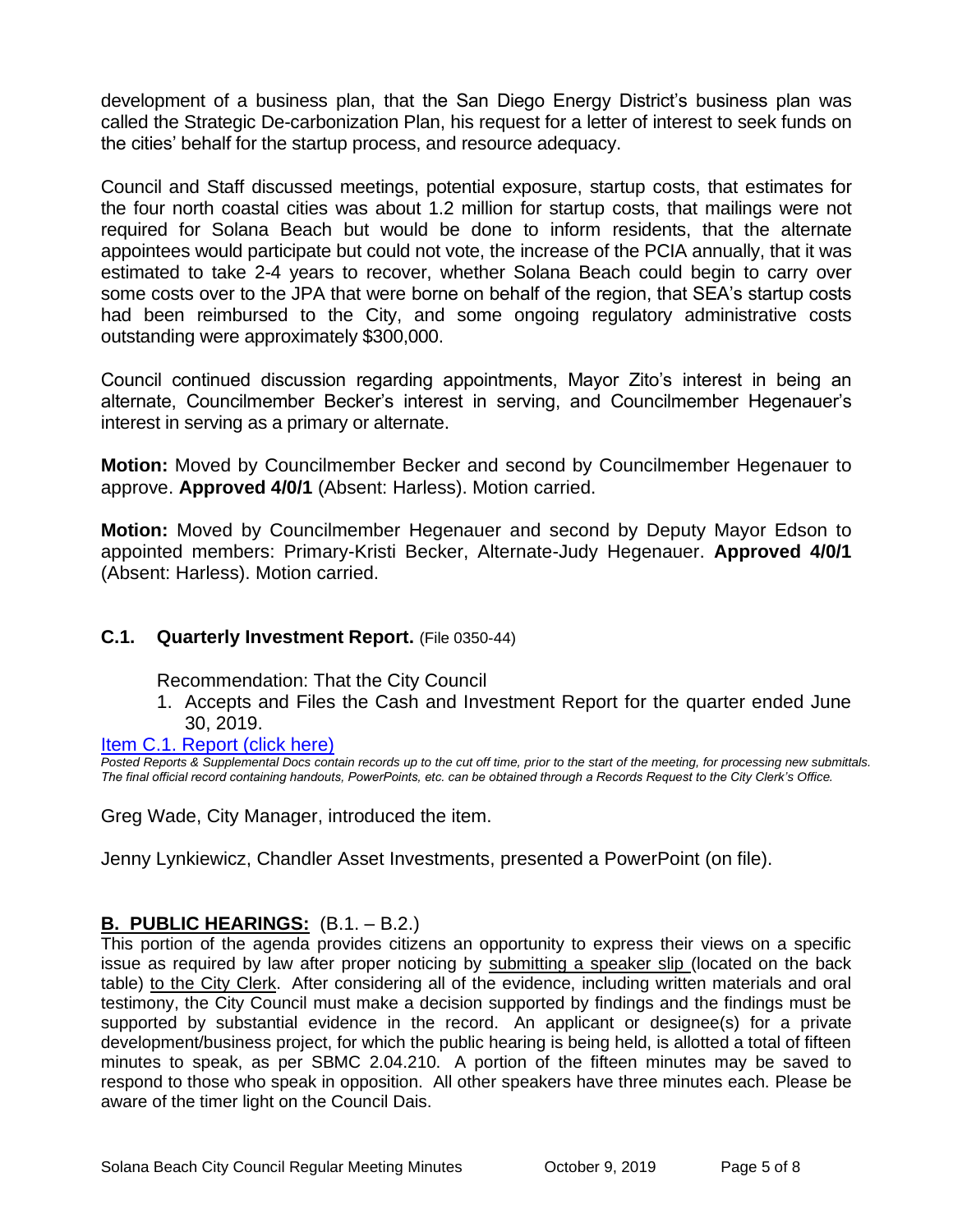development of a business plan, that the San Diego Energy District's business plan was called the Strategic De-carbonization Plan, his request for a letter of interest to seek funds on the cities' behalf for the startup process, and resource adequacy.

Council and Staff discussed meetings, potential exposure, startup costs, that estimates for the four north coastal cities was about 1.2 million for startup costs, that mailings were not required for Solana Beach but would be done to inform residents, that the alternate appointees would participate but could not vote, the increase of the PCIA annually, that it was estimated to take 2-4 years to recover, whether Solana Beach could begin to carry over some costs over to the JPA that were borne on behalf of the region, that SEA's startup costs had been reimbursed to the City, and some ongoing regulatory administrative costs outstanding were approximately $300,000.

Council continued discussion regarding appointments, Mayor Zito's interest in being an alternate, Councilmember Becker's interest in serving, and Councilmember Hegenauer's interest in serving as a primary or alternate.

**Motion:** Moved by Councilmember Becker and second by Councilmember Hegenauer to approve. **Approved 4/0/1** (Absent: Harless). Motion carried.

**Motion:** Moved by Councilmember Hegenauer and second by Deputy Mayor Edson to appointed members: Primary-Kristi Becker, Alternate-Judy Hegenauer. **Approved 4/0/1** (Absent: Harless). Motion carried.

### C.1. Quarterly Investment Report. (File 0350-44)

Recommendation: That the City Council

1. Accepts and Files the Cash and Investment Report for the quarter ended June 30, 2019.

Item C.1. Report (click here)

*Posted Reports & Supplemental Docs contain records up to the cut off time, prior to the start of the meeting, for processing new submittals. The final official record containing handouts, PowerPoints, etc. can be obtained through a Records Request to the City Clerk's Office.*

Greg Wade, City Manager, introduced the item.

Jenny Lynkiewicz, Chandler Asset Investments, presented a PowerPoint (on file).

## B. PUBLIC HEARINGS: (B.1. – B.2.)

This portion of the agenda provides citizens an opportunity to express their views on a specific issue as required by law after proper noticing by submitting a speaker slip (located on the back table) to the City Clerk. After considering all of the evidence, including written materials and oral testimony, the City Council must make a decision supported by findings and the findings must be supported by substantial evidence in the record. An applicant or designee(s) for a private development/business project, for which the public hearing is being held, is allotted a total of fifteen minutes to speak, as per SBMC 2.04.210. A portion of the fifteen minutes may be saved to respond to those who speak in opposition. All other speakers have three minutes each. Please be aware of the timer light on the Council Dais.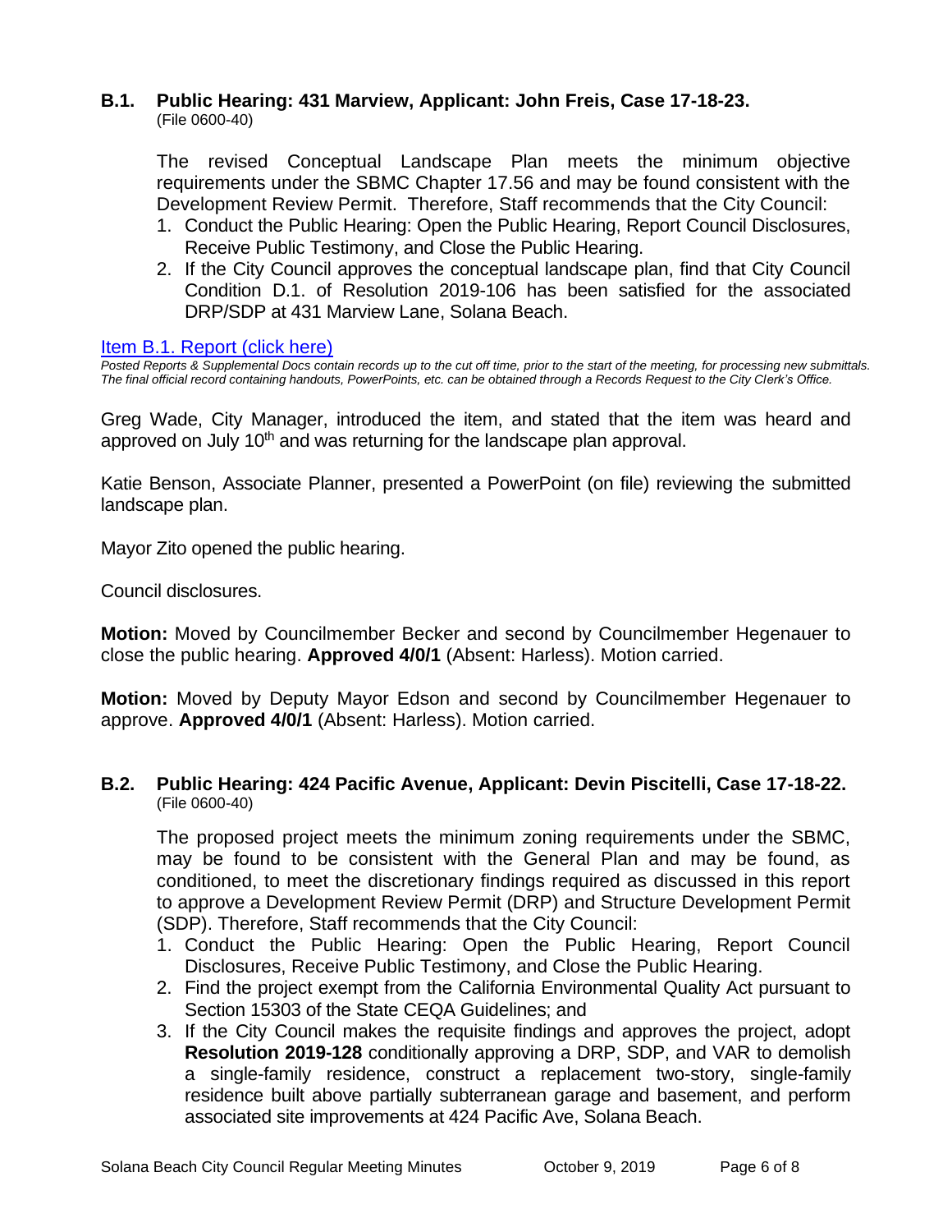### B.1. Public Hearing: 431 Marview, Applicant: John Freis, Case 17-18-23.
(File 0600-40)

The revised Conceptual Landscape Plan meets the minimum objective requirements under the SBMC Chapter 17.56 and may be found consistent with the Development Review Permit. Therefore, Staff recommends that the City Council:

1. Conduct the Public Hearing: Open the Public Hearing, Report Council Disclosures, Receive Public Testimony, and Close the Public Hearing.
2. If the City Council approves the conceptual landscape plan, find that City Council Condition D.1. of Resolution 2019-106 has been satisfied for the associated DRP/SDP at 431 Marview Lane, Solana Beach.

Item B.1. Report (click here)

*Posted Reports & Supplemental Docs contain records up to the cut off time, prior to the start of the meeting, for processing new submittals. The final official record containing handouts, PowerPoints, etc. can be obtained through a Records Request to the City Clerk's Office.*

Greg Wade, City Manager, introduced the item, and stated that the item was heard and approved on July 10th and was returning for the landscape plan approval.

Katie Benson, Associate Planner, presented a PowerPoint (on file) reviewing the submitted landscape plan.

Mayor Zito opened the public hearing.

Council disclosures.

**Motion:** Moved by Councilmember Becker and second by Councilmember Hegenauer to close the public hearing. **Approved 4/0/1** (Absent: Harless). Motion carried.

**Motion:** Moved by Deputy Mayor Edson and second by Councilmember Hegenauer to approve. **Approved 4/0/1** (Absent: Harless). Motion carried.

### B.2. Public Hearing: 424 Pacific Avenue, Applicant: Devin Piscitelli, Case 17-18-22.
(File 0600-40)

The proposed project meets the minimum zoning requirements under the SBMC, may be found to be consistent with the General Plan and may be found, as conditioned, to meet the discretionary findings required as discussed in this report to approve a Development Review Permit (DRP) and Structure Development Permit (SDP). Therefore, Staff recommends that the City Council:

1. Conduct the Public Hearing: Open the Public Hearing, Report Council Disclosures, Receive Public Testimony, and Close the Public Hearing.
2. Find the project exempt from the California Environmental Quality Act pursuant to Section 15303 of the State CEQA Guidelines; and
3. If the City Council makes the requisite findings and approves the project, adopt **Resolution 2019-128** conditionally approving a DRP, SDP, and VAR to demolish a single-family residence, construct a replacement two-story, single-family residence built above partially subterranean garage and basement, and perform associated site improvements at 424 Pacific Ave, Solana Beach.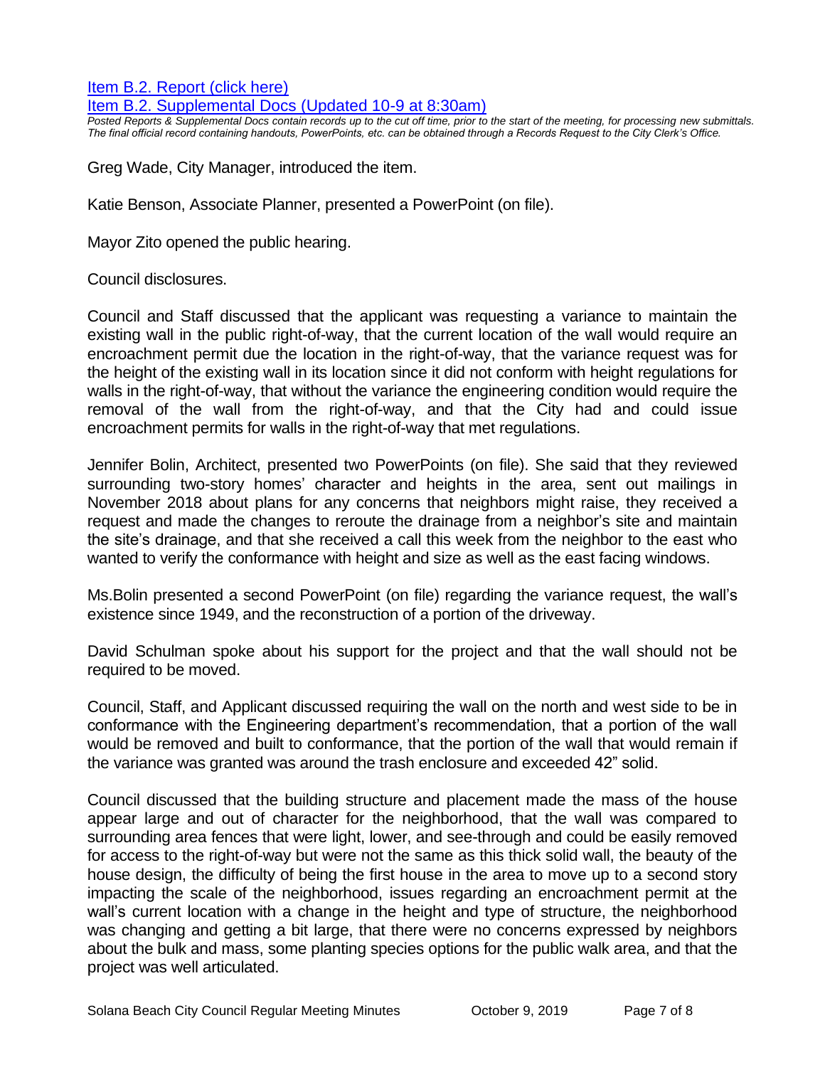[Item B.2. Report (click here)](#)
[Item B.2. Supplemental Docs (Updated 10-9 at 8:30am)](#)

*Posted Reports & Supplemental Docs contain records up to the cut off time, prior to the start of the meeting, for processing new submittals. The final official record containing handouts, PowerPoints, etc. can be obtained through a Records Request to the City Clerk's Office.*

Greg Wade, City Manager, introduced the item.

Katie Benson, Associate Planner, presented a PowerPoint (on file).

Mayor Zito opened the public hearing.

Council disclosures.

Council and Staff discussed that the applicant was requesting a variance to maintain the existing wall in the public right-of-way, that the current location of the wall would require an encroachment permit due the location in the right-of-way, that the variance request was for the height of the existing wall in its location since it did not conform with height regulations for walls in the right-of-way, that without the variance the engineering condition would require the removal of the wall from the right-of-way, and that the City had and could issue encroachment permits for walls in the right-of-way that met regulations.

Jennifer Bolin, Architect, presented two PowerPoints (on file). She said that they reviewed surrounding two-story homes' character and heights in the area, sent out mailings in November 2018 about plans for any concerns that neighbors might raise, they received a request and made the changes to reroute the drainage from a neighbor's site and maintain the site's drainage, and that she received a call this week from the neighbor to the east who wanted to verify the conformance with height and size as well as the east facing windows.

Ms.Bolin presented a second PowerPoint (on file) regarding the variance request, the wall's existence since 1949, and the reconstruction of a portion of the driveway.

David Schulman spoke about his support for the project and that the wall should not be required to be moved.

Council, Staff, and Applicant discussed requiring the wall on the north and west side to be in conformance with the Engineering department's recommendation, that a portion of the wall would be removed and built to conformance, that the portion of the wall that would remain if the variance was granted was around the trash enclosure and exceeded 42" solid.

Council discussed that the building structure and placement made the mass of the house appear large and out of character for the neighborhood, that the wall was compared to surrounding area fences that were light, lower, and see-through and could be easily removed for access to the right-of-way but were not the same as this thick solid wall, the beauty of the house design, the difficulty of being the first house in the area to move up to a second story impacting the scale of the neighborhood, issues regarding an encroachment permit at the wall's current location with a change in the height and type of structure, the neighborhood was changing and getting a bit large, that there were no concerns expressed by neighbors about the bulk and mass, some planting species options for the public walk area, and that the project was well articulated.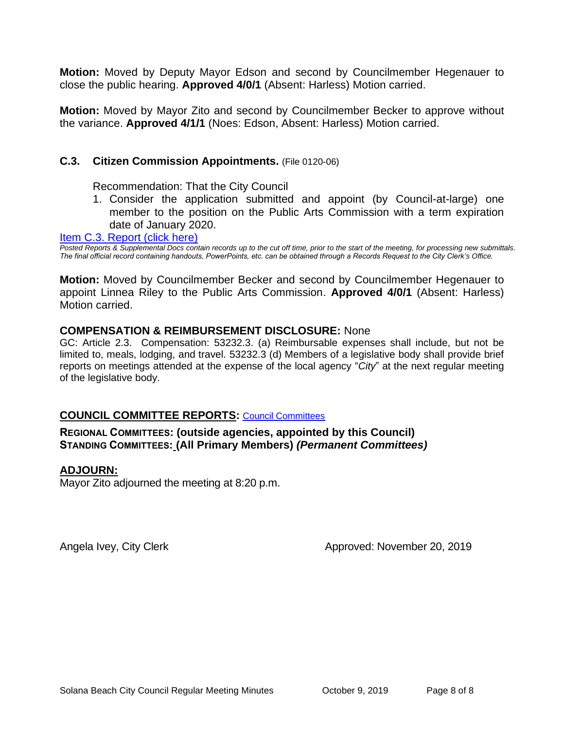**Motion:** Moved by Deputy Mayor Edson and second by Councilmember Hegenauer to close the public hearing. **Approved 4/0/1** (Absent: Harless) Motion carried.

**Motion:** Moved by Mayor Zito and second by Councilmember Becker to approve without the variance. **Approved 4/1/1** (Noes: Edson, Absent: Harless) Motion carried.

### C.3. Citizen Commission Appointments. (File 0120-06)

Recommendation: That the City Council

1. Consider the application submitted and appoint (by Council-at-large) one member to the position on the Public Arts Commission with a term expiration date of January 2020.

Item C.3. Report (click here)

*Posted Reports & Supplemental Docs contain records up to the cut off time, prior to the start of the meeting, for processing new submittals. The final official record containing handouts, PowerPoints, etc. can be obtained through a Records Request to the City Clerk's Office.*

**Motion:** Moved by Councilmember Becker and second by Councilmember Hegenauer to appoint Linnea Riley to the Public Arts Commission. **Approved 4/0/1** (Absent: Harless) Motion carried.

**COMPENSATION & REIMBURSEMENT DISCLOSURE:** None

GC: Article 2.3. Compensation: 53232.3. (a) Reimbursable expenses shall include, but not be limited to, meals, lodging, and travel. 53232.3 (d) Members of a legislative body shall provide brief reports on meetings attended at the expense of the local agency "*City*" at the next regular meeting of the legislative body.

**COUNCIL COMMITTEE REPORTS:** Council Committees

**REGIONAL COMMITTEES: (outside agencies, appointed by this Council)**
**STANDING COMMITTEES: (All Primary Members)** ***(Permanent Committees)***

**ADJOURN:**

Mayor Zito adjourned the meeting at 8:20 p.m.

Angela Ivey, City Clerk　　　　　　　　　Approved: November 20, 2019